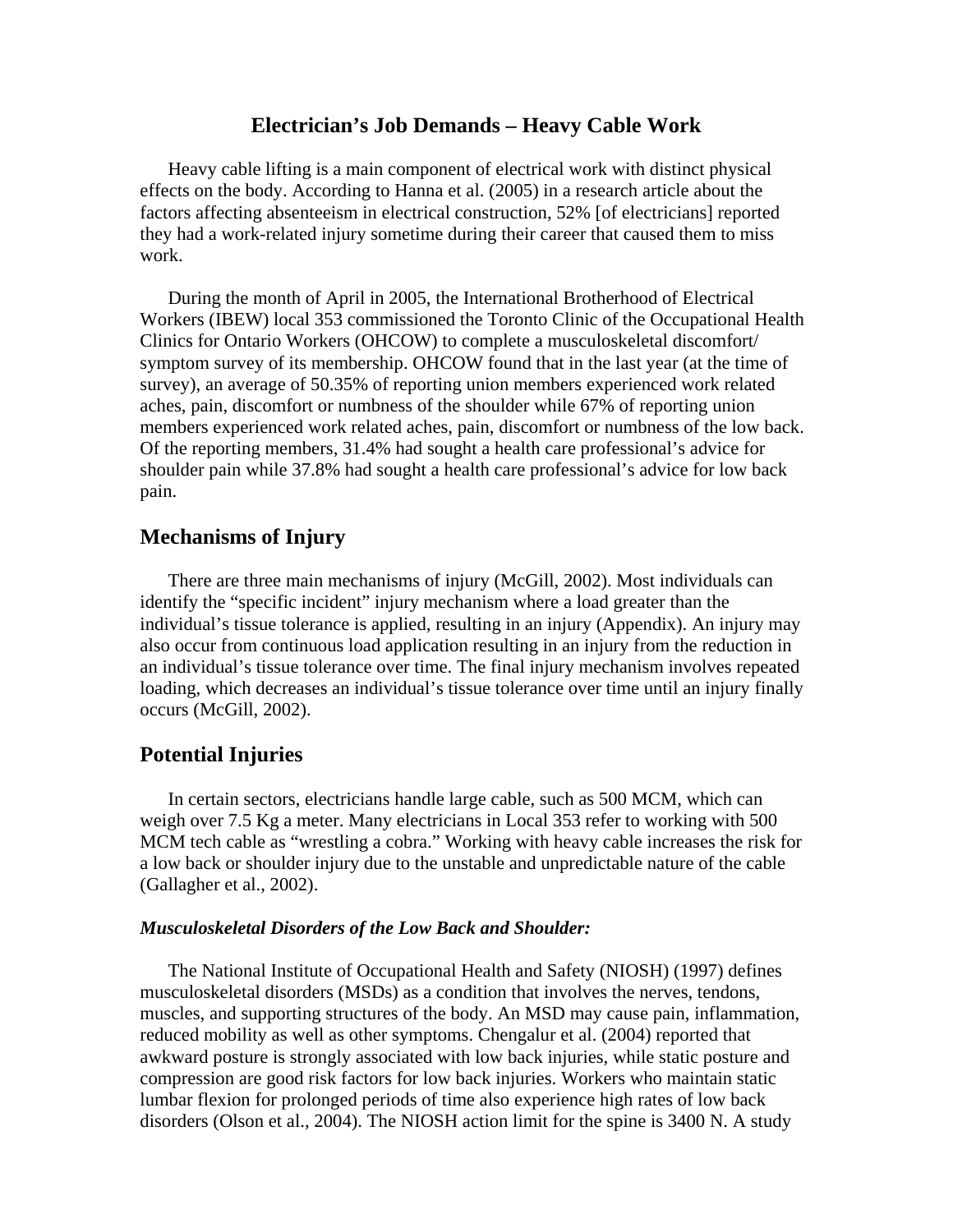# Electrician's Job Demands – Heavy Cable Work

Heavy cable lifting is a main component of electrical work with distinct physical effects on the body. According to Hanna et al. (2005) in a research article about the factors affecting absenteeism in electrical construction, 52% [of electricians] reported they had a work-related injury sometime during their career that caused them to miss work.

During the month of April in 2005, the International Brotherhood of Electrical Workers (IBEW) local 353 commissioned the Toronto Clinic of the Occupational Health Clinics for Ontario Workers (OHCOW) to complete a musculoskeletal discomfort/ symptom survey of its membership. OHCOW found that in the last year (at the time of survey), an average of 50.35% of reporting union members experienced work related aches, pain, discomfort or numbness of the shoulder while 67% of reporting union members experienced work related aches, pain, discomfort or numbness of the low back. Of the reporting members, 31.4% had sought a health care professional's advice for shoulder pain while 37.8% had sought a health care professional's advice for low back pain.

## Mechanisms of Injury

There are three main mechanisms of injury (McGill, 2002). Most individuals can identify the "specific incident" injury mechanism where a load greater than the individual's tissue tolerance is applied, resulting in an injury (Appendix). An injury may also occur from continuous load application resulting in an injury from the reduction in an individual's tissue tolerance over time. The final injury mechanism involves repeated loading, which decreases an individual's tissue tolerance over time until an injury finally occurs (McGill, 2002).

## Potential Injuries

In certain sectors, electricians handle large cable, such as 500 MCM, which can weigh over 7.5 Kg a meter. Many electricians in Local 353 refer to working with 500 MCM tech cable as "wrestling a cobra." Working with heavy cable increases the risk for a low back or shoulder injury due to the unstable and unpredictable nature of the cable (Gallagher et al., 2002).

### *Musculoskeletal Disorders of the Low Back and Shoulder:*

The National Institute of Occupational Health and Safety (NIOSH) (1997) defines musculoskeletal disorders (MSDs) as a condition that involves the nerves, tendons, muscles, and supporting structures of the body. An MSD may cause pain, inflammation, reduced mobility as well as other symptoms. Chengalur et al. (2004) reported that awkward posture is strongly associated with low back injuries, while static posture and compression are good risk factors for low back injuries. Workers who maintain static lumbar flexion for prolonged periods of time also experience high rates of low back disorders (Olson et al., 2004). The NIOSH action limit for the spine is 3400 N. A study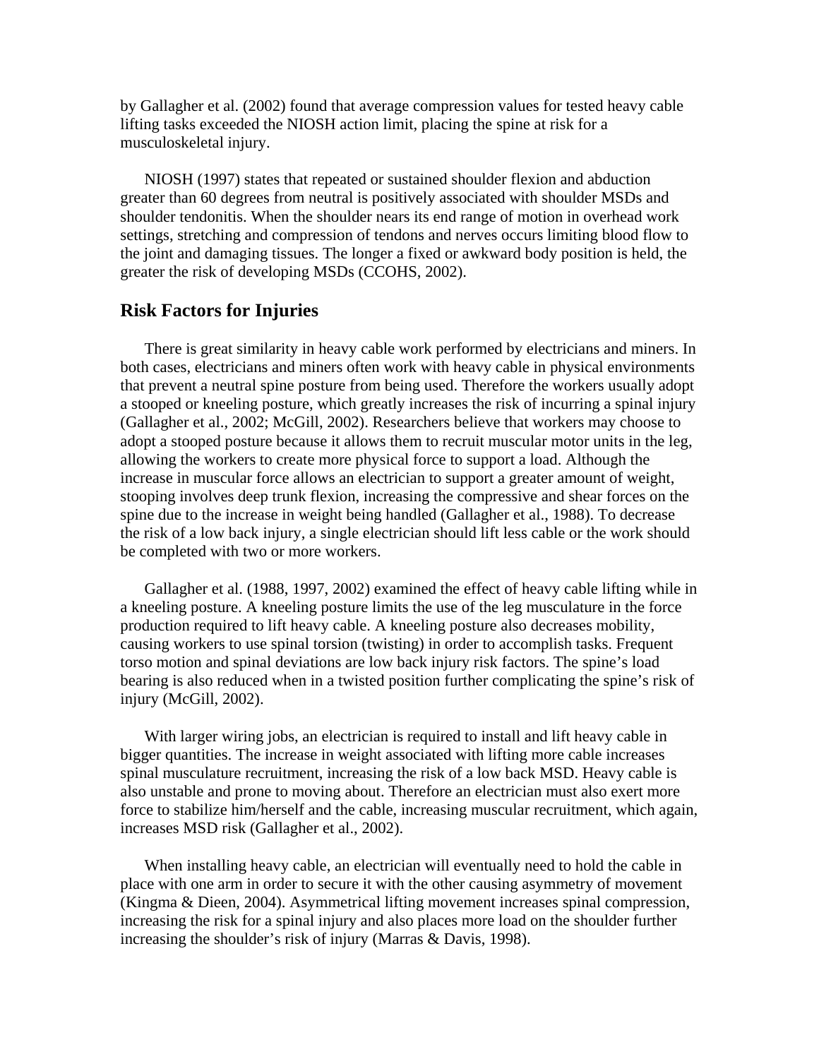by Gallagher et al. (2002) found that average compression values for tested heavy cable lifting tasks exceeded the NIOSH action limit, placing the spine at risk for a musculoskeletal injury.

NIOSH (1997) states that repeated or sustained shoulder flexion and abduction greater than 60 degrees from neutral is positively associated with shoulder MSDs and shoulder tendonitis. When the shoulder nears its end range of motion in overhead work settings, stretching and compression of tendons and nerves occurs limiting blood flow to the joint and damaging tissues. The longer a fixed or awkward body position is held, the greater the risk of developing MSDs (CCOHS, 2002).

## Risk Factors for Injuries

There is great similarity in heavy cable work performed by electricians and miners. In both cases, electricians and miners often work with heavy cable in physical environments that prevent a neutral spine posture from being used. Therefore the workers usually adopt a stooped or kneeling posture, which greatly increases the risk of incurring a spinal injury (Gallagher et al., 2002; McGill, 2002). Researchers believe that workers may choose to adopt a stooped posture because it allows them to recruit muscular motor units in the leg, allowing the workers to create more physical force to support a load. Although the increase in muscular force allows an electrician to support a greater amount of weight, stooping involves deep trunk flexion, increasing the compressive and shear forces on the spine due to the increase in weight being handled (Gallagher et al., 1988). To decrease the risk of a low back injury, a single electrician should lift less cable or the work should be completed with two or more workers.

Gallagher et al. (1988, 1997, 2002) examined the effect of heavy cable lifting while in a kneeling posture. A kneeling posture limits the use of the leg musculature in the force production required to lift heavy cable. A kneeling posture also decreases mobility, causing workers to use spinal torsion (twisting) in order to accomplish tasks. Frequent torso motion and spinal deviations are low back injury risk factors. The spine's load bearing is also reduced when in a twisted position further complicating the spine's risk of injury (McGill, 2002).

With larger wiring jobs, an electrician is required to install and lift heavy cable in bigger quantities. The increase in weight associated with lifting more cable increases spinal musculature recruitment, increasing the risk of a low back MSD. Heavy cable is also unstable and prone to moving about. Therefore an electrician must also exert more force to stabilize him/herself and the cable, increasing muscular recruitment, which again, increases MSD risk (Gallagher et al., 2002).

When installing heavy cable, an electrician will eventually need to hold the cable in place with one arm in order to secure it with the other causing asymmetry of movement (Kingma & Dieen, 2004). Asymmetrical lifting movement increases spinal compression, increasing the risk for a spinal injury and also places more load on the shoulder further increasing the shoulder's risk of injury (Marras & Davis, 1998).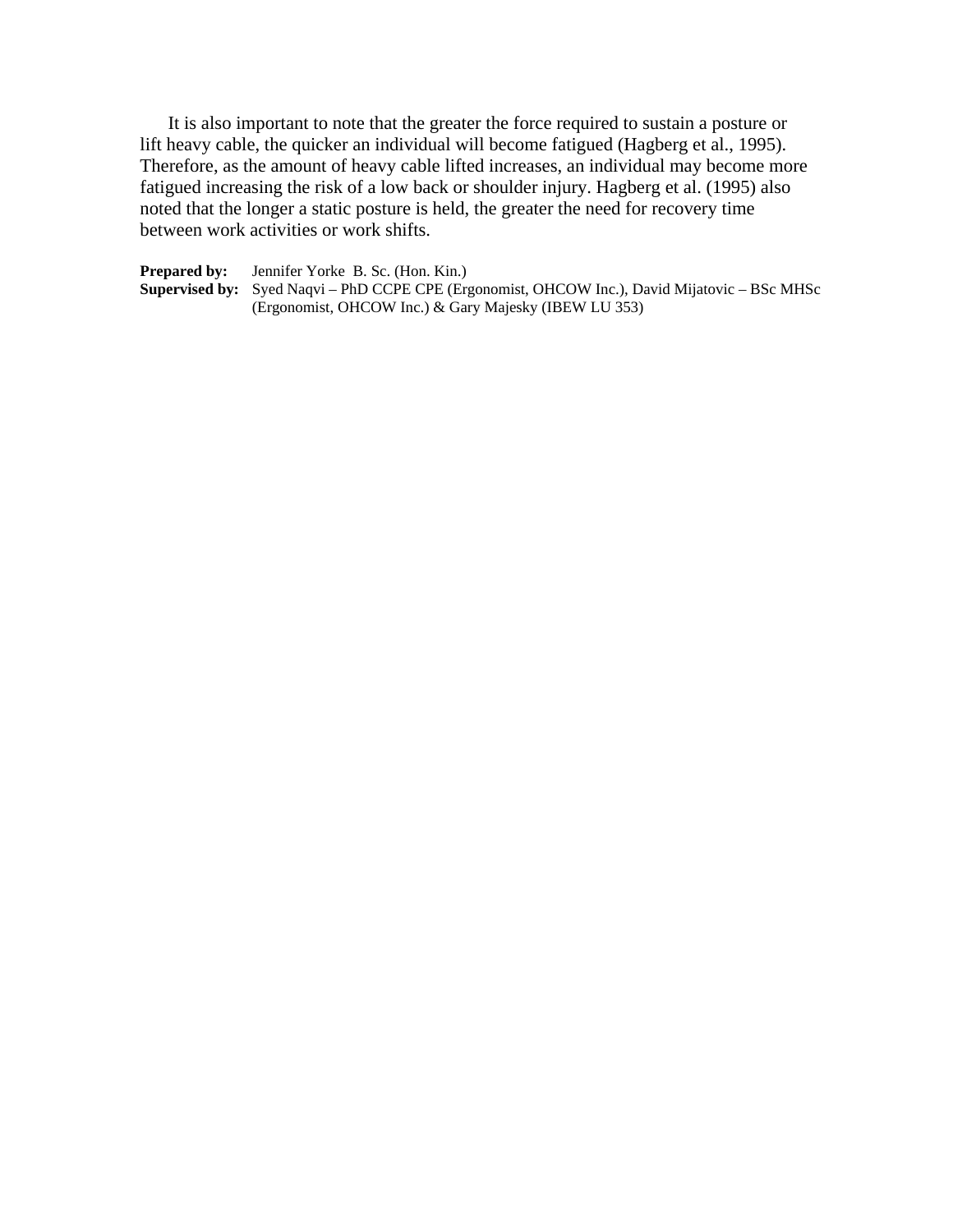It is also important to note that the greater the force required to sustain a posture or lift heavy cable, the quicker an individual will become fatigued (Hagberg et al., 1995). Therefore, as the amount of heavy cable lifted increases, an individual may become more fatigued increasing the risk of a low back or shoulder injury. Hagberg et al. (1995) also noted that the longer a static posture is held, the greater the need for recovery time between work activities or work shifts.

**Prepared by:** Jennifer Yorke B. Sc. (Hon. Kin.)
**Supervised by:** Syed Naqvi – PhD CCPE CPE (Ergonomist, OHCOW Inc.), David Mijatovic – BSc MHSc (Ergonomist, OHCOW Inc.) & Gary Majesky (IBEW LU 353)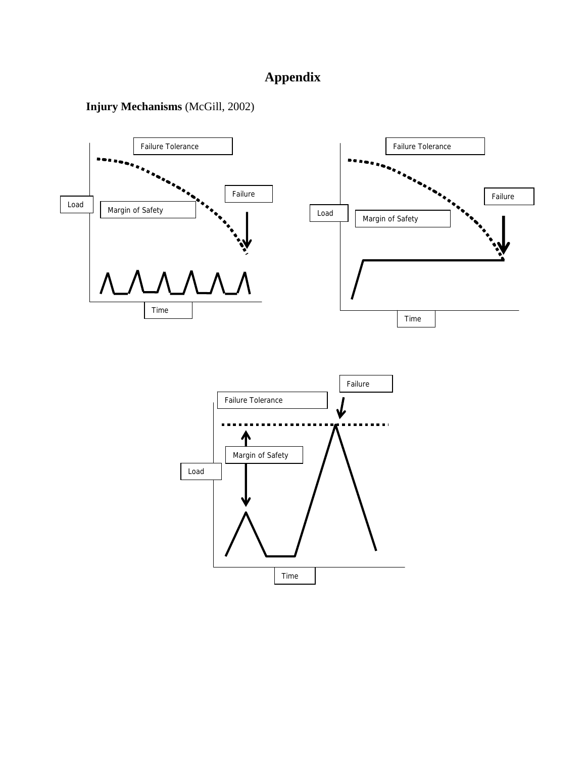# Appendix

**Injury Mechanisms** (McGill, 2002)

Failure Tolerance

Failure

Load

Margin of Safety

Time

Failure Tolerance

Failure

Load

Margin of Safety

Time

Failure

Failure Tolerance

Margin of Safety

Load

Time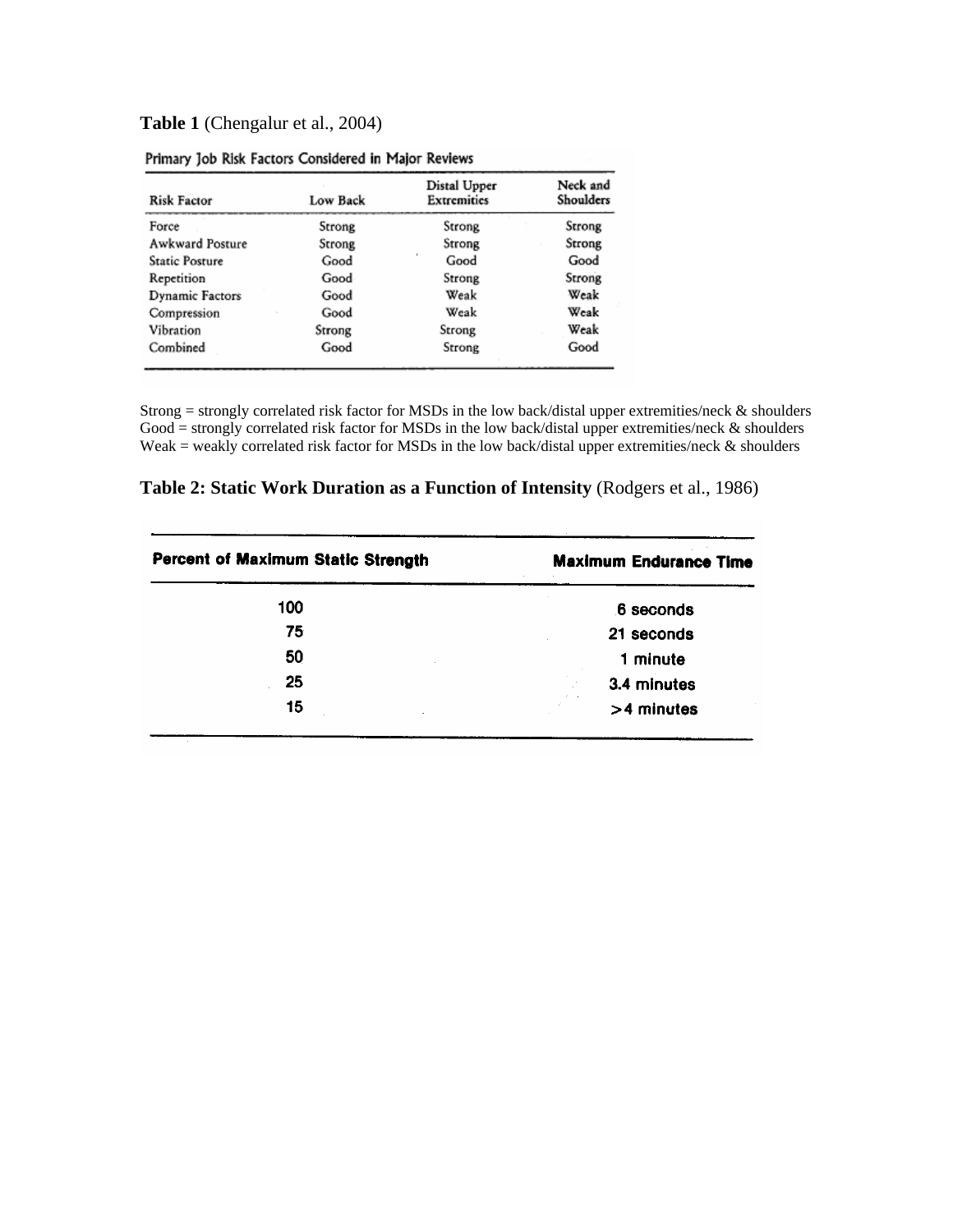**Table 1** (Chengalur et al., 2004)

Primary Job Risk Factors Considered in Major Reviews

| Risk Factor | Low Back | Distal Upper Extremities | Neck and Shoulders |
|---|---|---|---|
| Force | Strong | Strong | Strong |
| Awkward Posture | Strong | Strong | Strong |
| Static Posture | Good | Good | Good |
| Repetition | Good | Strong | Strong |
| Dynamic Factors | Good | Weak | Weak |
| Compression | Good | Weak | Weak |
| Vibration | Strong | Strong | Weak |
| Combined | Good | Strong | Good |

Strong = strongly correlated risk factor for MSDs in the low back/distal upper extremities/neck & shoulders
Good = strongly correlated risk factor for MSDs in the low back/distal upper extremities/neck & shoulders
Weak = weakly correlated risk factor for MSDs in the low back/distal upper extremities/neck & shoulders

**Table 2: Static Work Duration as a Function of Intensity** (Rodgers et al., 1986)

| Percent of Maximum Static Strength | Maximum Endurance Time |
|---|---|
| 100 | 6 seconds |
| 75 | 21 seconds |
| 50 | 1 minute |
| 25 | 3.4 minutes |
| 15 | >4 minutes |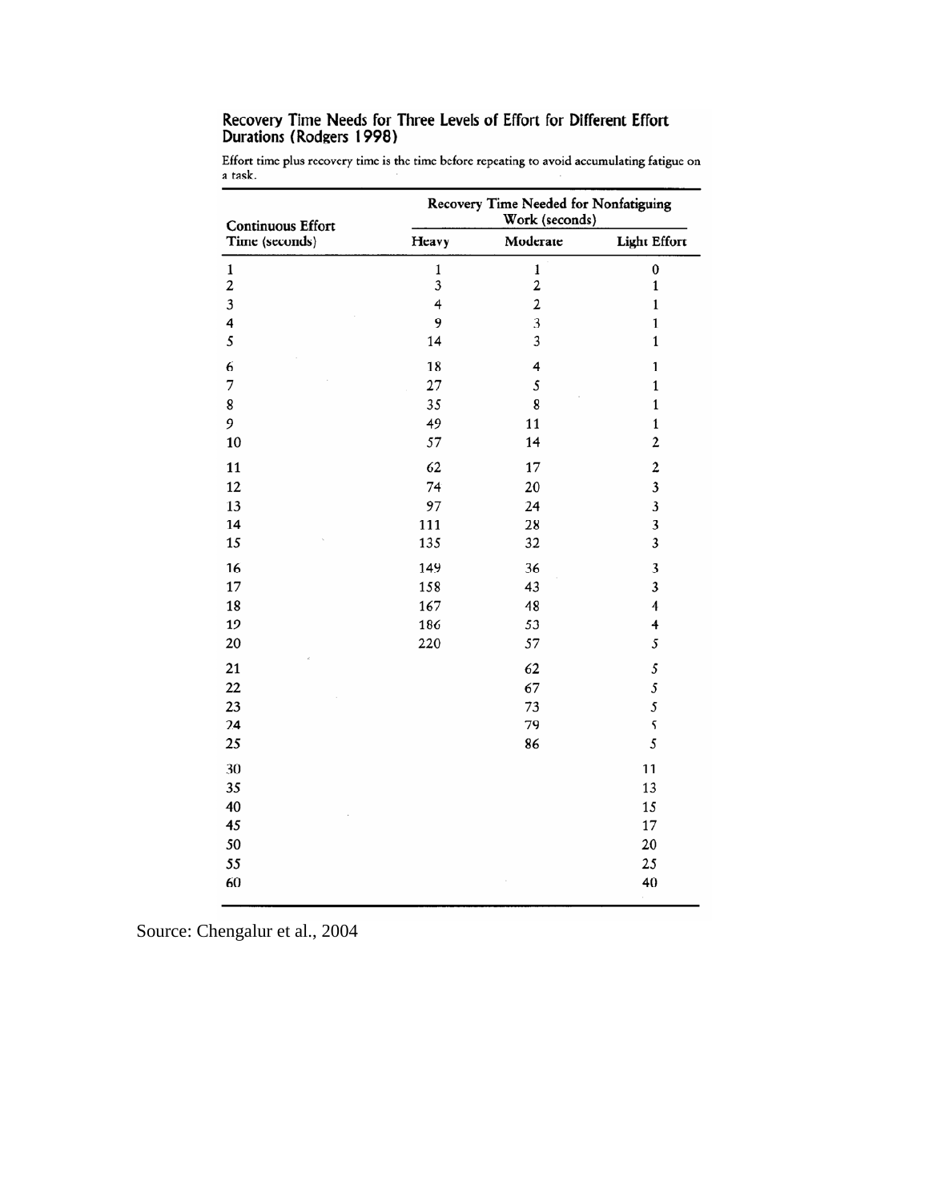### Recovery Time Needs for Three Levels of Effort for Different Effort Durations (Rodgers 1998)

Effort time plus recovery time is the time before repeating to avoid accumulating fatigue on a task.

| Continuous Effort Time (seconds) | Recovery Time Needed for Nonfatiguing Work (seconds) | | |
|---|---|---|---|
| | Heavy | Moderate | Light Effort |
| 1 | 1 | 1 | 0 |
| 2 | 3 | 2 | 1 |
| 3 | 4 | 2 | 1 |
| 4 | 9 | 3 | 1 |
| 5 | 14 | 3 | 1 |
| 6 | 18 | 4 | 1 |
| 7 | 27 | 5 | 1 |
| 8 | 35 | 8 | 1 |
| 9 | 49 | 11 | 1 |
| 10 | 57 | 14 | 2 |
| 11 | 62 | 17 | 2 |
| 12 | 74 | 20 | 3 |
| 13 | 97 | 24 | 3 |
| 14 | 111 | 28 | 3 |
| 15 | 135 | 32 | 3 |
| 16 | 149 | 36 | 3 |
| 17 | 158 | 43 | 3 |
| 18 | 167 | 48 | 4 |
| 19 | 186 | 53 | 4 |
| 20 | 220 | 57 | 5 |
| 21 | | 62 | 5 |
| 22 | | 67 | 5 |
| 23 | | 73 | 5 |
| 24 | | 79 | 5 |
| 25 | | 86 | 5 |
| 30 | | | 11 |
| 35 | | | 13 |
| 40 | | | 15 |
| 45 | | | 17 |
| 50 | | | 20 |
| 55 | | | 25 |
| 60 | | | 40 |

Source: Chengalur et al., 2004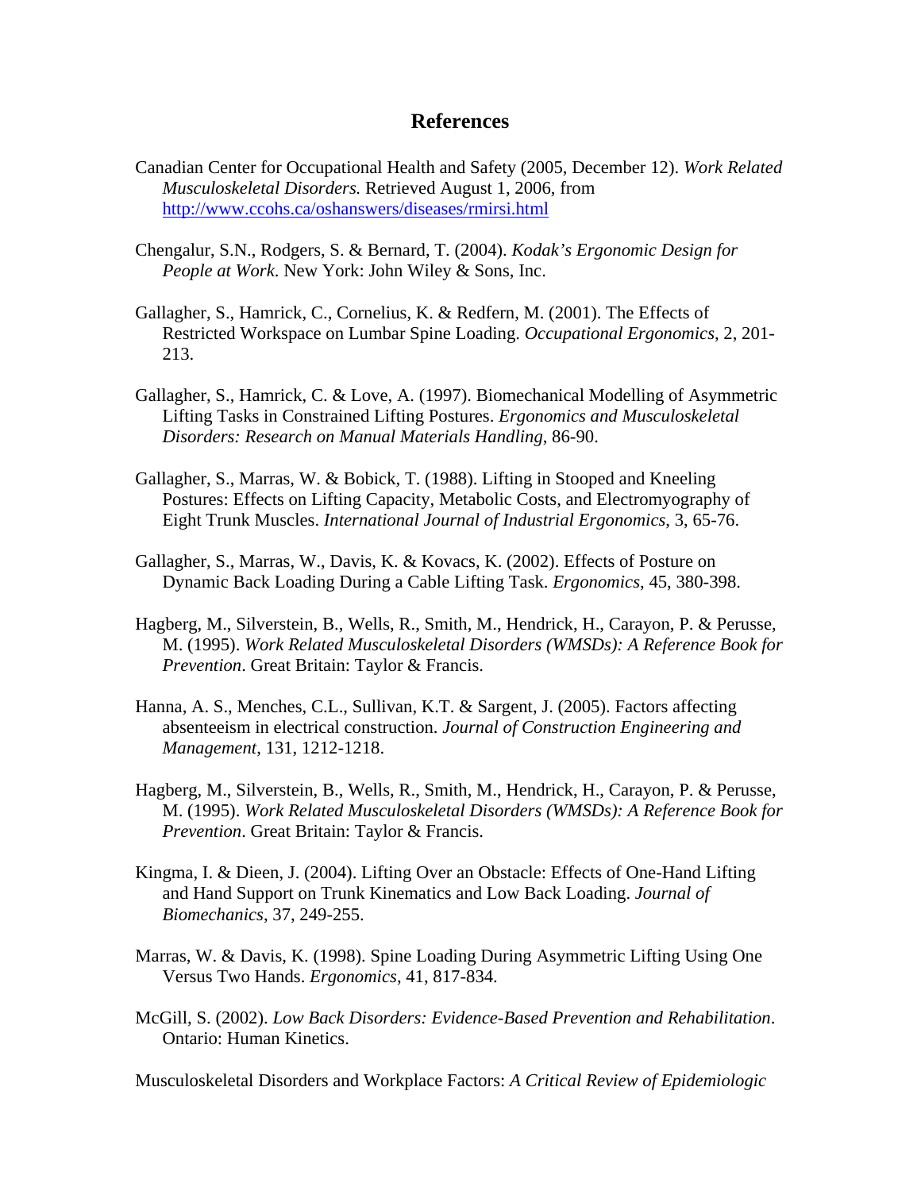## References

Canadian Center for Occupational Health and Safety (2005, December 12). *Work Related Musculoskeletal Disorders.* Retrieved August 1, 2006, from [http://www.ccohs.ca/oshanswers/diseases/rmirsi.html](http://www.ccohs.ca/oshanswers/diseases/rmirsi.html)

Chengalur, S.N., Rodgers, S. & Bernard, T. (2004). *Kodak's Ergonomic Design for People at Work*. New York: John Wiley & Sons, Inc.

Gallagher, S., Hamrick, C., Cornelius, K. & Redfern, M. (2001). The Effects of Restricted Workspace on Lumbar Spine Loading. *Occupational Ergonomics*, 2, 201-213.

Gallagher, S., Hamrick, C. & Love, A. (1997). Biomechanical Modelling of Asymmetric Lifting Tasks in Constrained Lifting Postures. *Ergonomics and Musculoskeletal Disorders: Research on Manual Materials Handling*, 86-90.

Gallagher, S., Marras, W. & Bobick, T. (1988). Lifting in Stooped and Kneeling Postures: Effects on Lifting Capacity, Metabolic Costs, and Electromyography of Eight Trunk Muscles. *International Journal of Industrial Ergonomics*, 3, 65-76.

Gallagher, S., Marras, W., Davis, K. & Kovacs, K. (2002). Effects of Posture on Dynamic Back Loading During a Cable Lifting Task. *Ergonomics*, 45, 380-398.

Hagberg, M., Silverstein, B., Wells, R., Smith, M., Hendrick, H., Carayon, P. & Perusse, M. (1995). *Work Related Musculoskeletal Disorders (WMSDs): A Reference Book for Prevention*. Great Britain: Taylor & Francis.

Hanna, A. S., Menches, C.L., Sullivan, K.T. & Sargent, J. (2005). Factors affecting absenteeism in electrical construction. *Journal of Construction Engineering and Management*, 131, 1212-1218.

Hagberg, M., Silverstein, B., Wells, R., Smith, M., Hendrick, H., Carayon, P. & Perusse, M. (1995). *Work Related Musculoskeletal Disorders (WMSDs): A Reference Book for Prevention*. Great Britain: Taylor & Francis.

Kingma, I. & Dieen, J. (2004). Lifting Over an Obstacle: Effects of One-Hand Lifting and Hand Support on Trunk Kinematics and Low Back Loading. *Journal of Biomechanics*, 37, 249-255.

Marras, W. & Davis, K. (1998). Spine Loading During Asymmetric Lifting Using One Versus Two Hands. *Ergonomics*, 41, 817-834.

McGill, S. (2002). *Low Back Disorders: Evidence-Based Prevention and Rehabilitation*. Ontario: Human Kinetics.

Musculoskeletal Disorders and Workplace Factors: *A Critical Review of Epidemiologic*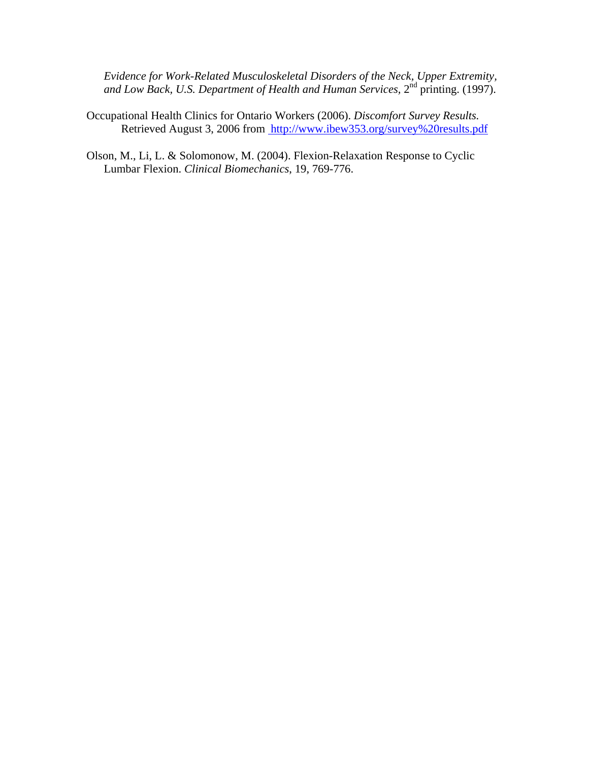*Evidence for Work-Related Musculoskeletal Disorders of the Neck, Upper Extremity, and Low Back, U.S. Department of Health and Human Services*, 2nd printing. (1997).

Occupational Health Clinics for Ontario Workers (2006). *Discomfort Survey Results.* Retrieved August 3, 2006 from http://www.ibew353.org/survey%20results.pdf

Olson, M., Li, L. & Solomonow, M. (2004). Flexion-Relaxation Response to Cyclic Lumbar Flexion. *Clinical Biomechanics*, 19, 769-776.